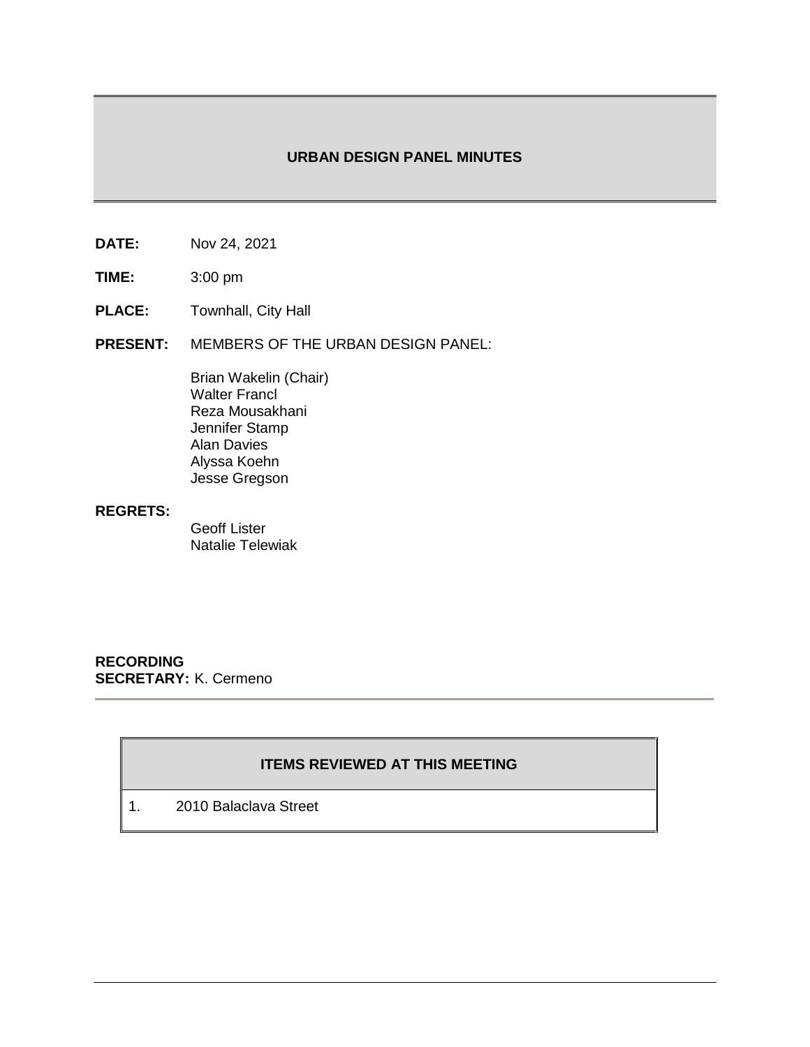# URBAN DESIGN PANEL MINUTES

**DATE:** Nov 24, 2021

**TIME:** 3:00 pm

**PLACE:** Townhall, City Hall

**PRESENT:** MEMBERS OF THE URBAN DESIGN PANEL:

Brian Wakelin (Chair)
Walter Francl
Reza Mousakhani
Jennifer Stamp
Alan Davies
Alyssa Koehn
Jesse Gregson

**REGRETS:**

Geoff Lister
Natalie Telewiak

**RECORDING SECRETARY:** K. Cermeno

| ITEMS REVIEWED AT THIS MEETING | |
|---|---|
| 1. | 2010 Balaclava Street |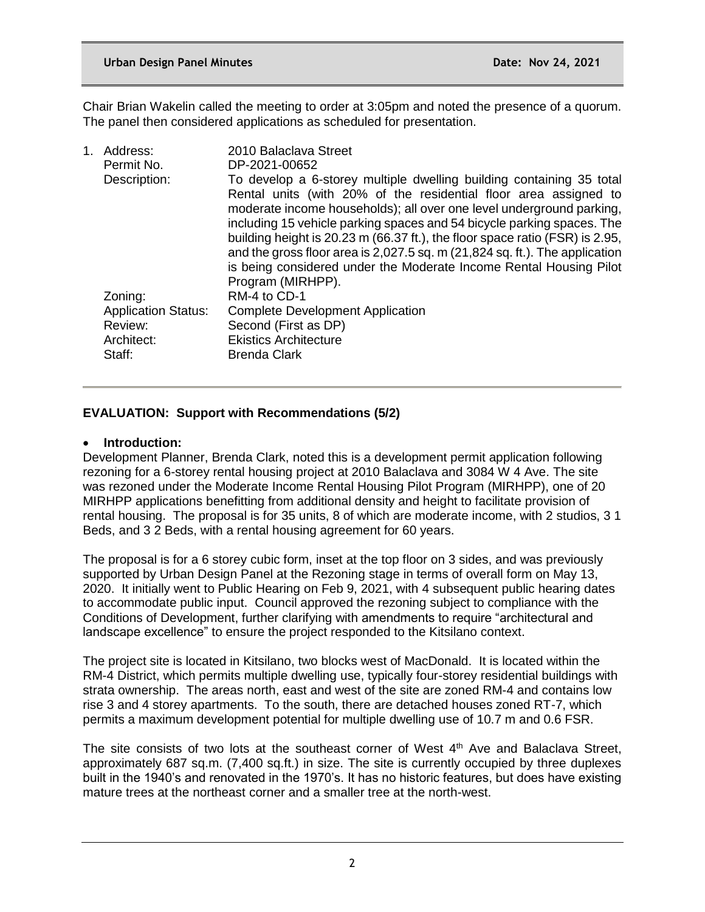Chair Brian Wakelin called the meeting to order at 3:05pm and noted the presence of a quorum. The panel then considered applications as scheduled for presentation.

1. Address: 2010 Balaclava Street
   Permit No. DP-2021-00652
   Description: To develop a 6-storey multiple dwelling building containing 35 total Rental units (with 20% of the residential floor area assigned to moderate income households); all over one level underground parking, including 15 vehicle parking spaces and 54 bicycle parking spaces. The building height is 20.23 m (66.37 ft.), the floor space ratio (FSR) is 2.95, and the gross floor area is 2,027.5 sq. m (21,824 sq. ft.). The application is being considered under the Moderate Income Rental Housing Pilot Program (MIRHPP).
   Zoning: RM-4 to CD-1
   Application Status: Complete Development Application
   Review: Second (First as DP)
   Architect: Ekistics Architecture
   Staff: Brenda Clark

---

**EVALUATION: Support with Recommendations (5/2)**

- **Introduction:**

Development Planner, Brenda Clark, noted this is a development permit application following rezoning for a 6-storey rental housing project at 2010 Balaclava and 3084 W 4 Ave. The site was rezoned under the Moderate Income Rental Housing Pilot Program (MIRHPP), one of 20 MIRHPP applications benefitting from additional density and height to facilitate provision of rental housing. The proposal is for 35 units, 8 of which are moderate income, with 2 studios, 3 1 Beds, and 3 2 Beds, with a rental housing agreement for 60 years.

The proposal is for a 6 storey cubic form, inset at the top floor on 3 sides, and was previously supported by Urban Design Panel at the Rezoning stage in terms of overall form on May 13, 2020. It initially went to Public Hearing on Feb 9, 2021, with 4 subsequent public hearing dates to accommodate public input. Council approved the rezoning subject to compliance with the Conditions of Development, further clarifying with amendments to require "architectural and landscape excellence" to ensure the project responded to the Kitsilano context.

The project site is located in Kitsilano, two blocks west of MacDonald. It is located within the RM-4 District, which permits multiple dwelling use, typically four-storey residential buildings with strata ownership. The areas north, east and west of the site are zoned RM-4 and contains low rise 3 and 4 storey apartments. To the south, there are detached houses zoned RT-7, which permits a maximum development potential for multiple dwelling use of 10.7 m and 0.6 FSR.

The site consists of two lots at the southeast corner of West 4th Ave and Balaclava Street, approximately 687 sq.m. (7,400 sq.ft.) in size. The site is currently occupied by three duplexes built in the 1940's and renovated in the 1970's. It has no historic features, but does have existing mature trees at the northeast corner and a smaller tree at the north-west.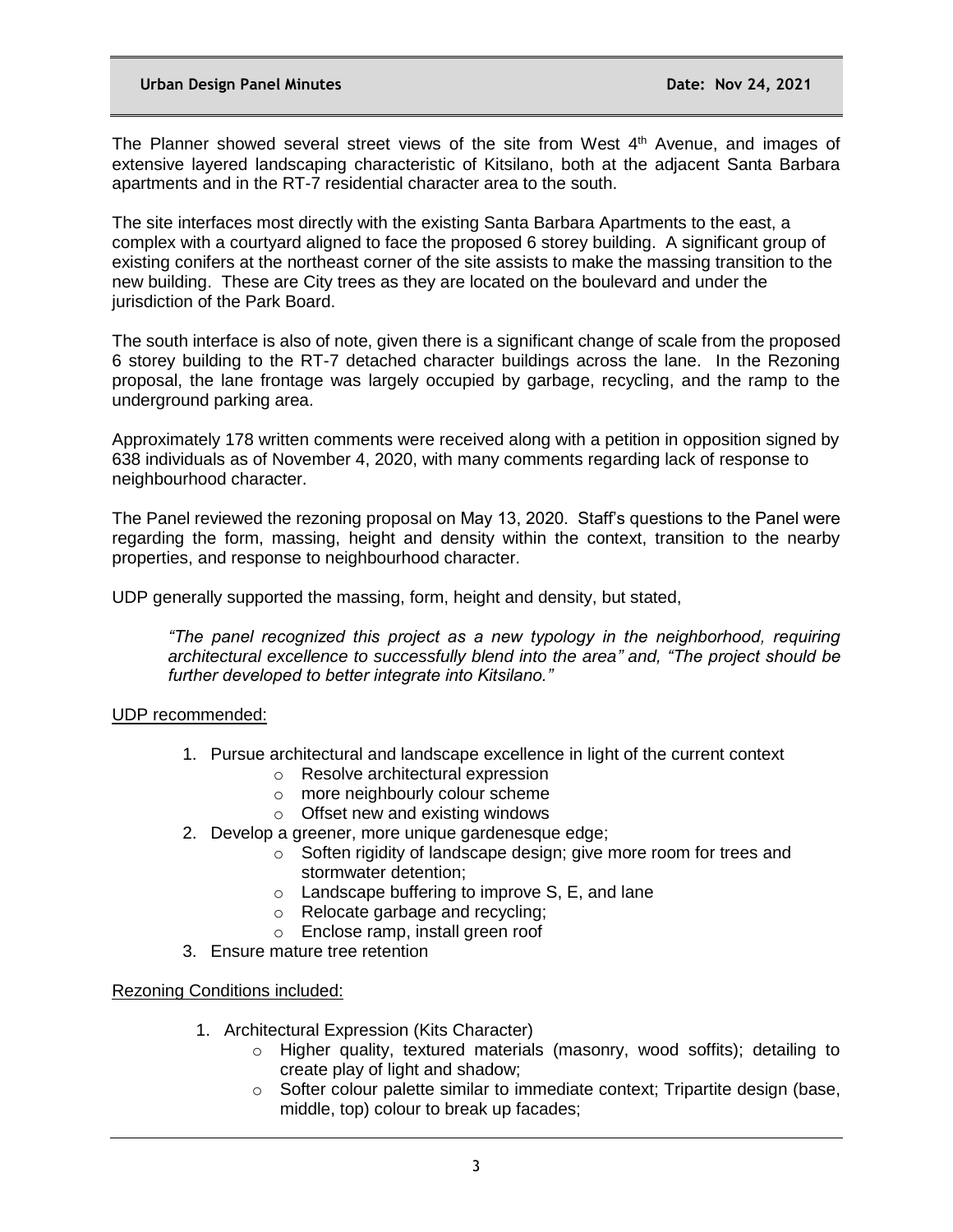The Planner showed several street views of the site from West 4th Avenue, and images of extensive layered landscaping characteristic of Kitsilano, both at the adjacent Santa Barbara apartments and in the RT-7 residential character area to the south.

The site interfaces most directly with the existing Santa Barbara Apartments to the east, a complex with a courtyard aligned to face the proposed 6 storey building. A significant group of existing conifers at the northeast corner of the site assists to make the massing transition to the new building. These are City trees as they are located on the boulevard and under the jurisdiction of the Park Board.

The south interface is also of note, given there is a significant change of scale from the proposed 6 storey building to the RT-7 detached character buildings across the lane. In the Rezoning proposal, the lane frontage was largely occupied by garbage, recycling, and the ramp to the underground parking area.

Approximately 178 written comments were received along with a petition in opposition signed by 638 individuals as of November 4, 2020, with many comments regarding lack of response to neighbourhood character.

The Panel reviewed the rezoning proposal on May 13, 2020. Staff's questions to the Panel were regarding the form, massing, height and density within the context, transition to the nearby properties, and response to neighbourhood character.

UDP generally supported the massing, form, height and density, but stated,

> *"The panel recognized this project as a new typology in the neighborhood, requiring architectural excellence to successfully blend into the area" and, "The project should be further developed to better integrate into Kitsilano."*

UDP recommended:

1. Pursue architectural and landscape excellence in light of the current context
   - Resolve architectural expression
   - more neighbourly colour scheme
   - Offset new and existing windows
2. Develop a greener, more unique gardenesque edge;
   - Soften rigidity of landscape design; give more room for trees and stormwater detention;
   - Landscape buffering to improve S, E, and lane
   - Relocate garbage and recycling;
   - Enclose ramp, install green roof
3. Ensure mature tree retention

Rezoning Conditions included:

1. Architectural Expression (Kits Character)
   - Higher quality, textured materials (masonry, wood soffits); detailing to create play of light and shadow;
   - Softer colour palette similar to immediate context; Tripartite design (base, middle, top) colour to break up facades;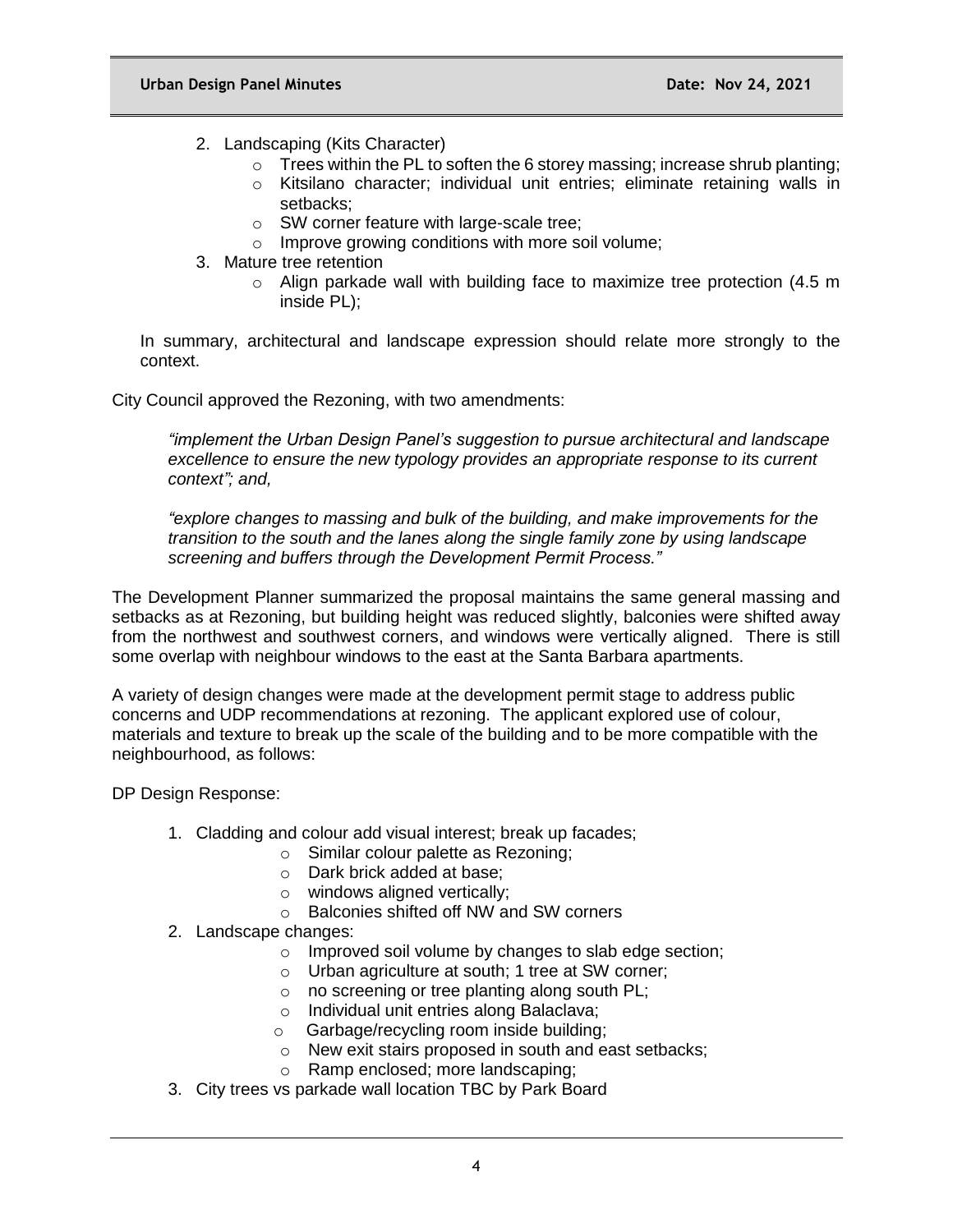2. Landscaping (Kits Character)
    - Trees within the PL to soften the 6 storey massing; increase shrub planting;
    - Kitsilano character; individual unit entries; eliminate retaining walls in setbacks;
    - SW corner feature with large-scale tree;
    - Improve growing conditions with more soil volume;
3. Mature tree retention
    - Align parkade wall with building face to maximize tree protection (4.5 m inside PL);

In summary, architectural and landscape expression should relate more strongly to the context.

City Council approved the Rezoning, with two amendments:

> *"implement the Urban Design Panel's suggestion to pursue architectural and landscape excellence to ensure the new typology provides an appropriate response to its current context"; and,*
>
> *"explore changes to massing and bulk of the building, and make improvements for the transition to the south and the lanes along the single family zone by using landscape screening and buffers through the Development Permit Process."*

The Development Planner summarized the proposal maintains the same general massing and setbacks as at Rezoning, but building height was reduced slightly, balconies were shifted away from the northwest and southwest corners, and windows were vertically aligned. There is still some overlap with neighbour windows to the east at the Santa Barbara apartments.

A variety of design changes were made at the development permit stage to address public concerns and UDP recommendations at rezoning. The applicant explored use of colour, materials and texture to break up the scale of the building and to be more compatible with the neighbourhood, as follows:

DP Design Response:

1. Cladding and colour add visual interest; break up facades;
    - Similar colour palette as Rezoning;
    - Dark brick added at base;
    - windows aligned vertically;
    - Balconies shifted off NW and SW corners
2. Landscape changes:
    - Improved soil volume by changes to slab edge section;
    - Urban agriculture at south; 1 tree at SW corner;
    - no screening or tree planting along south PL;
    - Individual unit entries along Balaclava;
    - Garbage/recycling room inside building;
    - New exit stairs proposed in south and east setbacks;
    - Ramp enclosed; more landscaping;
3. City trees vs parkade wall location TBC by Park Board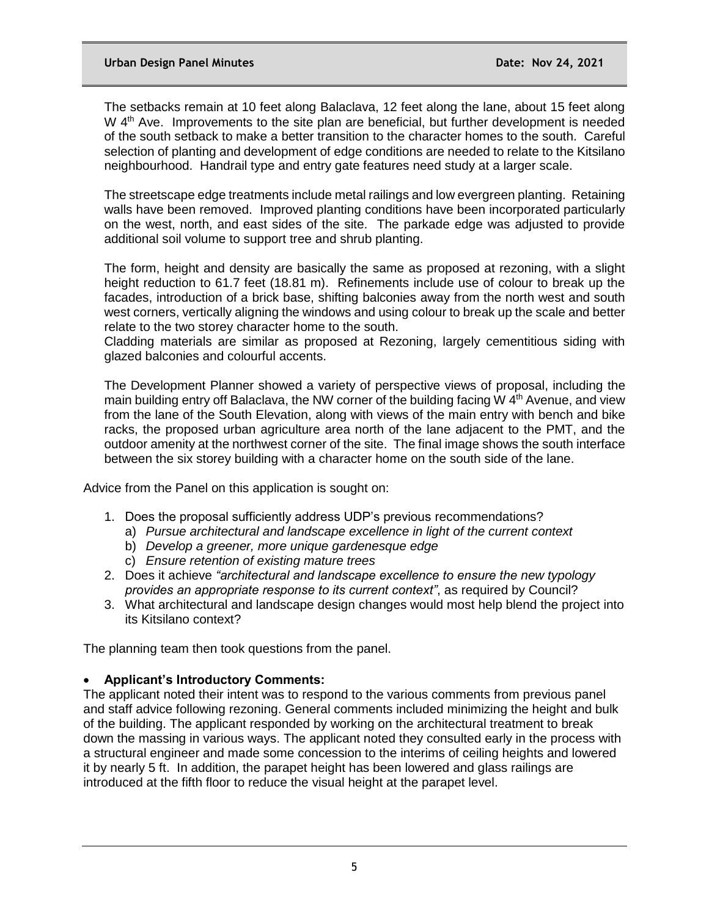The setbacks remain at 10 feet along Balaclava, 12 feet along the lane, about 15 feet along W 4th Ave. Improvements to the site plan are beneficial, but further development is needed of the south setback to make a better transition to the character homes to the south. Careful selection of planting and development of edge conditions are needed to relate to the Kitsilano neighbourhood. Handrail type and entry gate features need study at a larger scale.

The streetscape edge treatments include metal railings and low evergreen planting. Retaining walls have been removed. Improved planting conditions have been incorporated particularly on the west, north, and east sides of the site. The parkade edge was adjusted to provide additional soil volume to support tree and shrub planting.

The form, height and density are basically the same as proposed at rezoning, with a slight height reduction to 61.7 feet (18.81 m). Refinements include use of colour to break up the facades, introduction of a brick base, shifting balconies away from the north west and south west corners, vertically aligning the windows and using colour to break up the scale and better relate to the two storey character home to the south.
Cladding materials are similar as proposed at Rezoning, largely cementitious siding with glazed balconies and colourful accents.

The Development Planner showed a variety of perspective views of proposal, including the main building entry off Balaclava, the NW corner of the building facing W 4th Avenue, and view from the lane of the South Elevation, along with views of the main entry with bench and bike racks, the proposed urban agriculture area north of the lane adjacent to the PMT, and the outdoor amenity at the northwest corner of the site. The final image shows the south interface between the six storey building with a character home on the south side of the lane.

Advice from the Panel on this application is sought on:

1. Does the proposal sufficiently address UDP's previous recommendations?
   a) *Pursue architectural and landscape excellence in light of the current context*
   b) *Develop a greener, more unique gardenesque edge*
   c) *Ensure retention of existing mature trees*
2. Does it achieve *"architectural and landscape excellence to ensure the new typology provides an appropriate response to its current context"*, as required by Council?
3. What architectural and landscape design changes would most help blend the project into its Kitsilano context?

The planning team then took questions from the panel.

- **Applicant's Introductory Comments:**

The applicant noted their intent was to respond to the various comments from previous panel and staff advice following rezoning. General comments included minimizing the height and bulk of the building. The applicant responded by working on the architectural treatment to break down the massing in various ways. The applicant noted they consulted early in the process with a structural engineer and made some concession to the interims of ceiling heights and lowered it by nearly 5 ft. In addition, the parapet height has been lowered and glass railings are introduced at the fifth floor to reduce the visual height at the parapet level.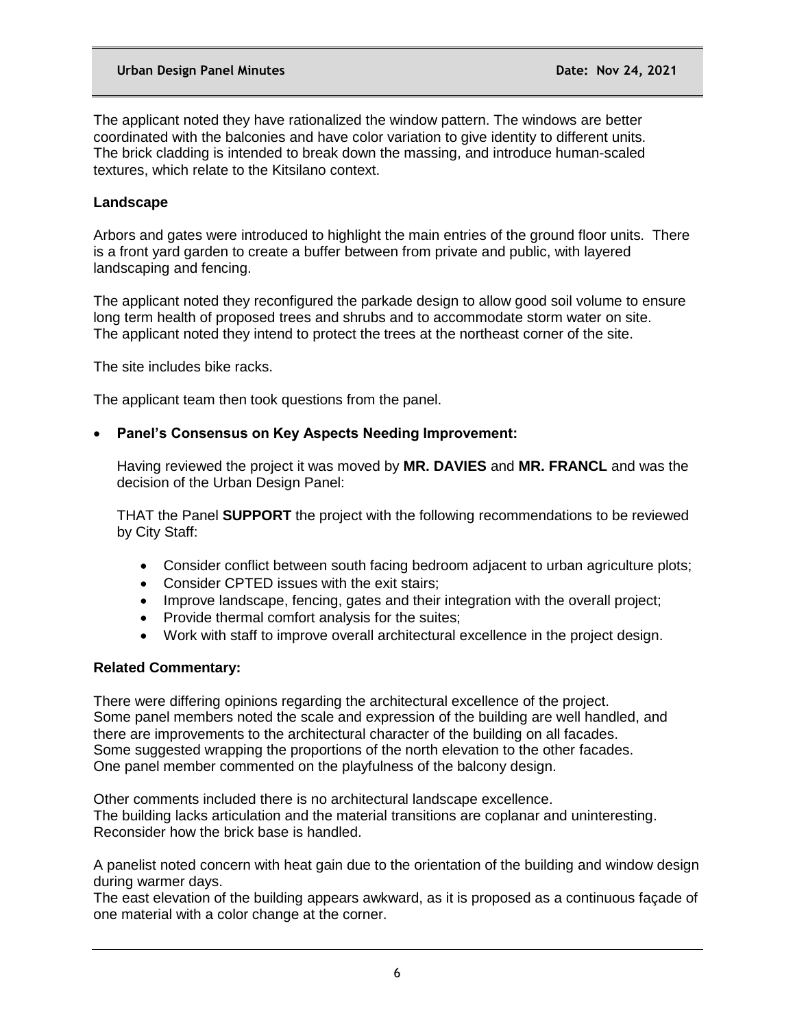The applicant noted they have rationalized the window pattern. The windows are better coordinated with the balconies and have color variation to give identity to different units. The brick cladding is intended to break down the massing, and introduce human-scaled textures, which relate to the Kitsilano context.

**Landscape**

Arbors and gates were introduced to highlight the main entries of the ground floor units. There is a front yard garden to create a buffer between from private and public, with layered landscaping and fencing.

The applicant noted they reconfigured the parkade design to allow good soil volume to ensure long term health of proposed trees and shrubs and to accommodate storm water on site. The applicant noted they intend to protect the trees at the northeast corner of the site.

The site includes bike racks.

The applicant team then took questions from the panel.

- **Panel's Consensus on Key Aspects Needing Improvement:**

  Having reviewed the project it was moved by **MR. DAVIES** and **MR. FRANCL** and was the decision of the Urban Design Panel:

  THAT the Panel **SUPPORT** the project with the following recommendations to be reviewed by City Staff:

  - Consider conflict between south facing bedroom adjacent to urban agriculture plots;
  - Consider CPTED issues with the exit stairs;
  - Improve landscape, fencing, gates and their integration with the overall project;
  - Provide thermal comfort analysis for the suites;
  - Work with staff to improve overall architectural excellence in the project design.

**Related Commentary:**

There were differing opinions regarding the architectural excellence of the project.
Some panel members noted the scale and expression of the building are well handled, and there are improvements to the architectural character of the building on all facades.
Some suggested wrapping the proportions of the north elevation to the other facades.
One panel member commented on the playfulness of the balcony design.

Other comments included there is no architectural landscape excellence.
The building lacks articulation and the material transitions are coplanar and uninteresting.
Reconsider how the brick base is handled.

A panelist noted concern with heat gain due to the orientation of the building and window design during warmer days.
The east elevation of the building appears awkward, as it is proposed as a continuous façade of one material with a color change at the corner.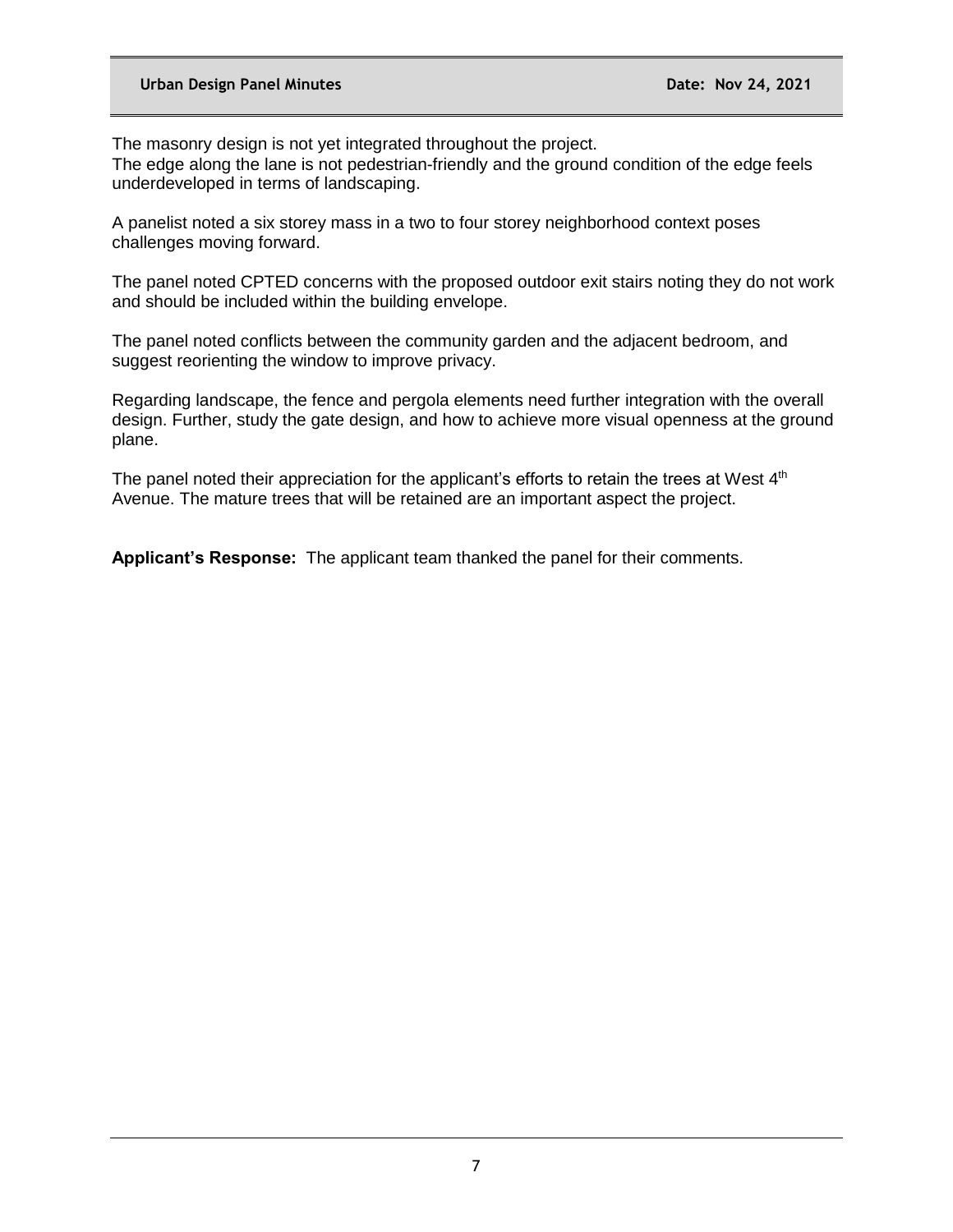The masonry design is not yet integrated throughout the project.
The edge along the lane is not pedestrian-friendly and the ground condition of the edge feels underdeveloped in terms of landscaping.

A panelist noted a six storey mass in a two to four storey neighborhood context poses challenges moving forward.

The panel noted CPTED concerns with the proposed outdoor exit stairs noting they do not work and should be included within the building envelope.

The panel noted conflicts between the community garden and the adjacent bedroom, and suggest reorienting the window to improve privacy.

Regarding landscape, the fence and pergola elements need further integration with the overall design. Further, study the gate design, and how to achieve more visual openness at the ground plane.

The panel noted their appreciation for the applicant's efforts to retain the trees at West 4th Avenue. The mature trees that will be retained are an important aspect the project.

**Applicant's Response:** The applicant team thanked the panel for their comments.